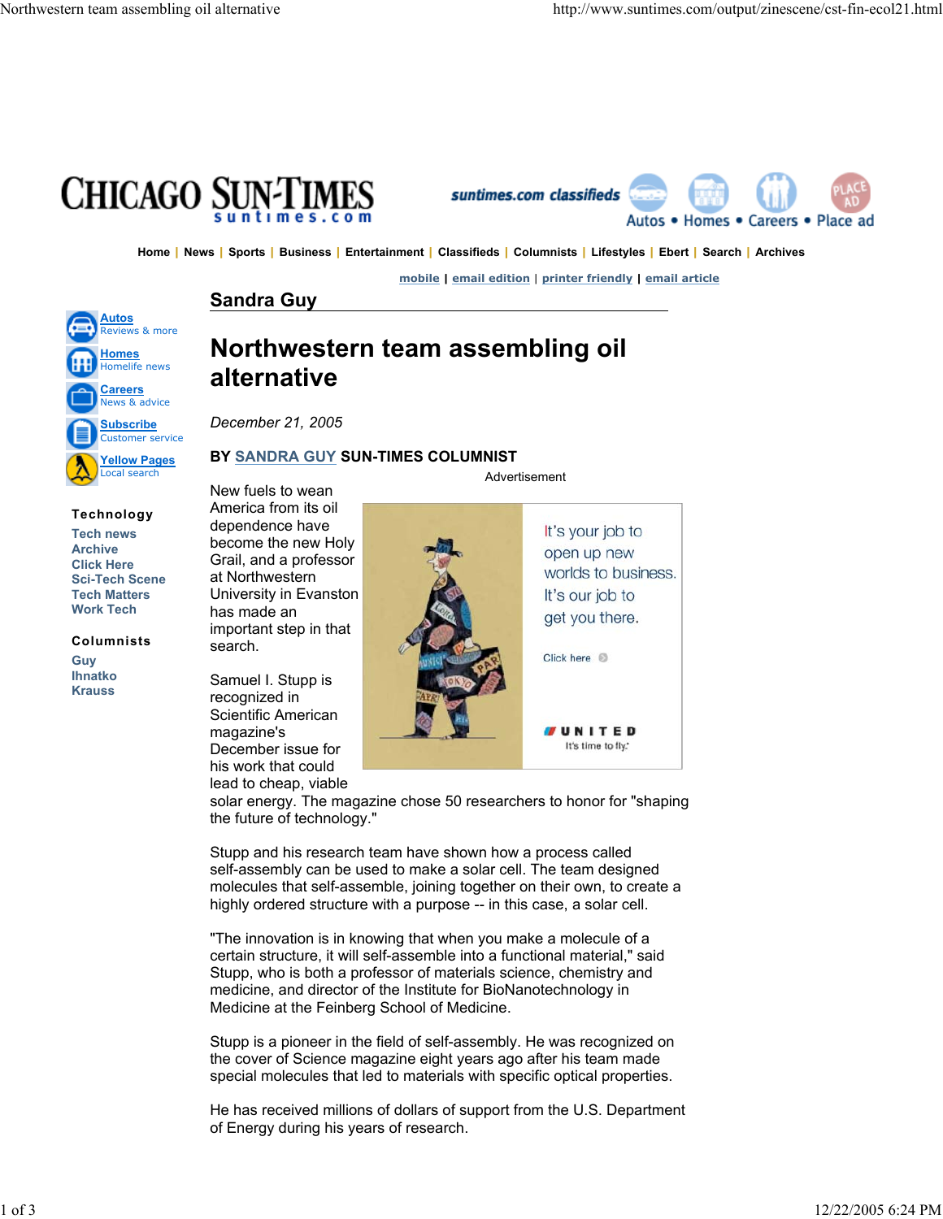# Northwestern team assembling oil alternative

*December 21, 2005*

**BY SANDRA GUY SUN-TIMES COLUMNIST**

New fuels to wean America from its oil dependence have become the new Holy Grail, and a professor at Northwestern University in Evanston has made an important step in that search.

Samuel I. Stupp is recognized in Scientific American magazine's December issue for his work that could lead to cheap, viable solar energy. The magazine chose 50 researchers to honor for "shaping the future of technology."

Stupp and his research team have shown how a process called self-assembly can be used to make a solar cell. The team designed molecules that self-assemble, joining together on their own, to create a highly ordered structure with a purpose -- in this case, a solar cell.

"The innovation is in knowing that when you make a molecule of a certain structure, it will self-assemble into a functional material," said Stupp, who is both a professor of materials science, chemistry and medicine, and director of the Institute for BioNanotechnology in Medicine at the Feinberg School of Medicine.

Stupp is a pioneer in the field of self-assembly. He was recognized on the cover of Science magazine eight years ago after his team made special molecules that led to materials with specific optical properties.

He has received millions of dollars of support from the U.S. Department of Energy during his years of research.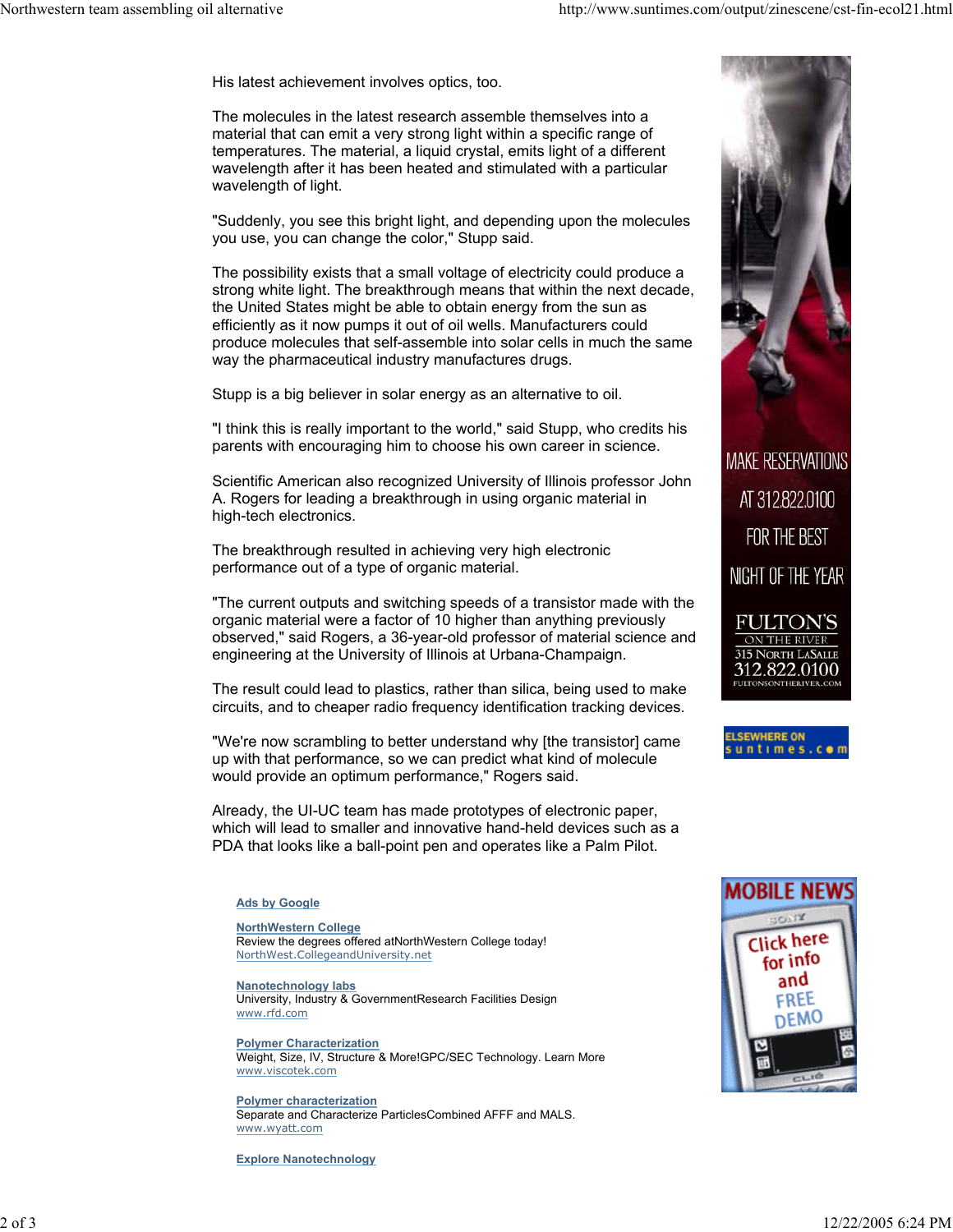His latest achievement involves optics, too.

The molecules in the latest research assemble themselves into a material that can emit a very strong light within a specific range of temperatures. The material, a liquid crystal, emits light of a different wavelength after it has been heated and stimulated with a particular wavelength of light.

"Suddenly, you see this bright light, and depending upon the molecules you use, you can change the color," Stupp said.

The possibility exists that a small voltage of electricity could produce a strong white light. The breakthrough means that within the next decade, the United States might be able to obtain energy from the sun as efficiently as it now pumps it out of oil wells. Manufacturers could produce molecules that self-assemble into solar cells in much the same way the pharmaceutical industry manufactures drugs.

Stupp is a big believer in solar energy as an alternative to oil.

"I think this is really important to the world," said Stupp, who credits his parents with encouraging him to choose his own career in science.

Scientific American also recognized University of Illinois professor John A. Rogers for leading a breakthrough in using organic material in high-tech electronics.

The breakthrough resulted in achieving very high electronic performance out of a type of organic material.

"The current outputs and switching speeds of a transistor made with the organic material were a factor of 10 higher than anything previously observed," said Rogers, a 36-year-old professor of material science and engineering at the University of Illinois at Urbana-Champaign.

The result could lead to plastics, rather than silica, being used to make circuits, and to cheaper radio frequency identification tracking devices.

"We're now scrambling to better understand why [the transistor] came up with that performance, so we can predict what kind of molecule would provide an optimum performance," Rogers said.

Already, the UI-UC team has made prototypes of electronic paper, which will lead to smaller and innovative hand-held devices such as a PDA that looks like a ball-point pen and operates like a Palm Pilot.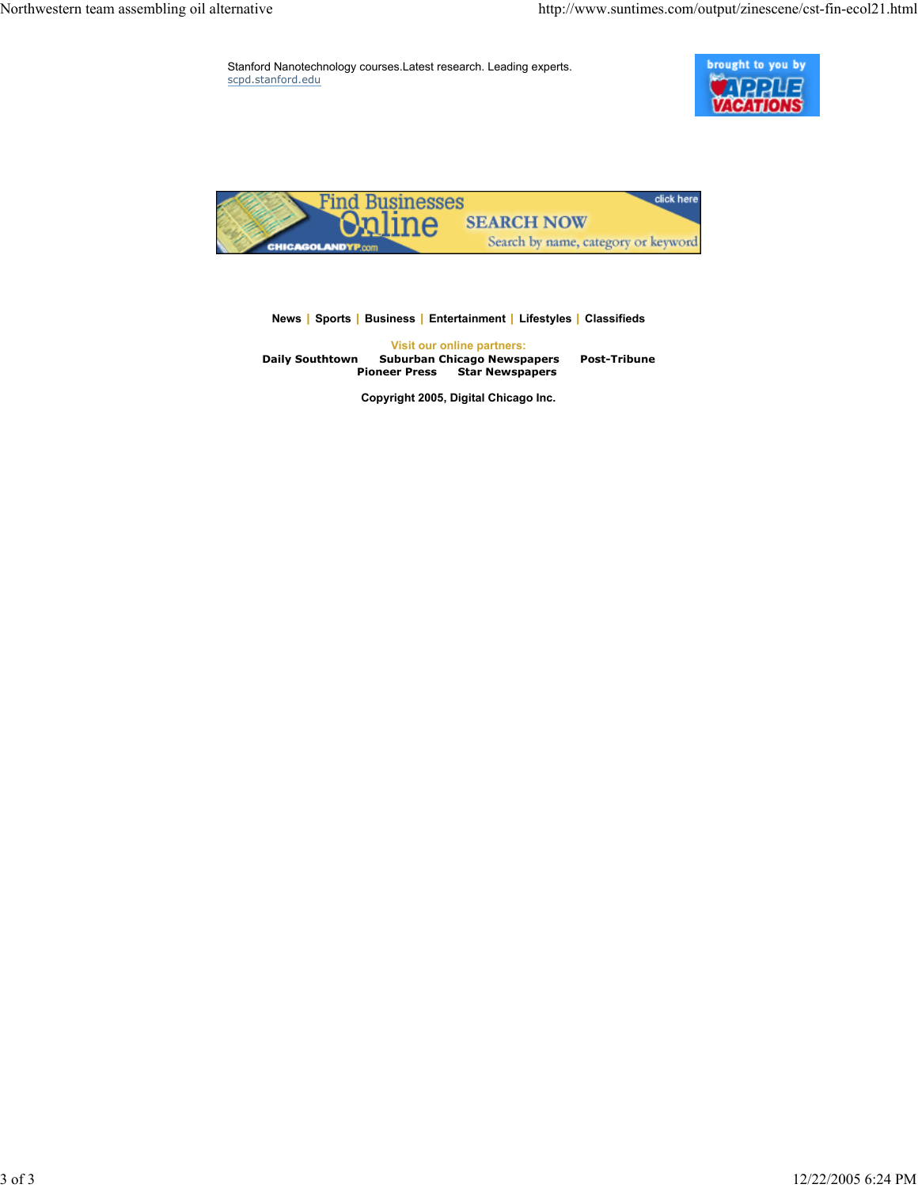Stanford Nanotechnology courses.Latest research. Leading experts.
scpd.stanford.edu

**News** | **Sports** | **Business** | **Entertainment** | **Lifestyles** | **Classifieds**

Visit our online partners:
**Daily Southtown** **Suburban Chicago Newspapers** **Post-Tribune**
**Pioneer Press** **Star Newspapers**

**Copyright 2005, Digital Chicago Inc.**